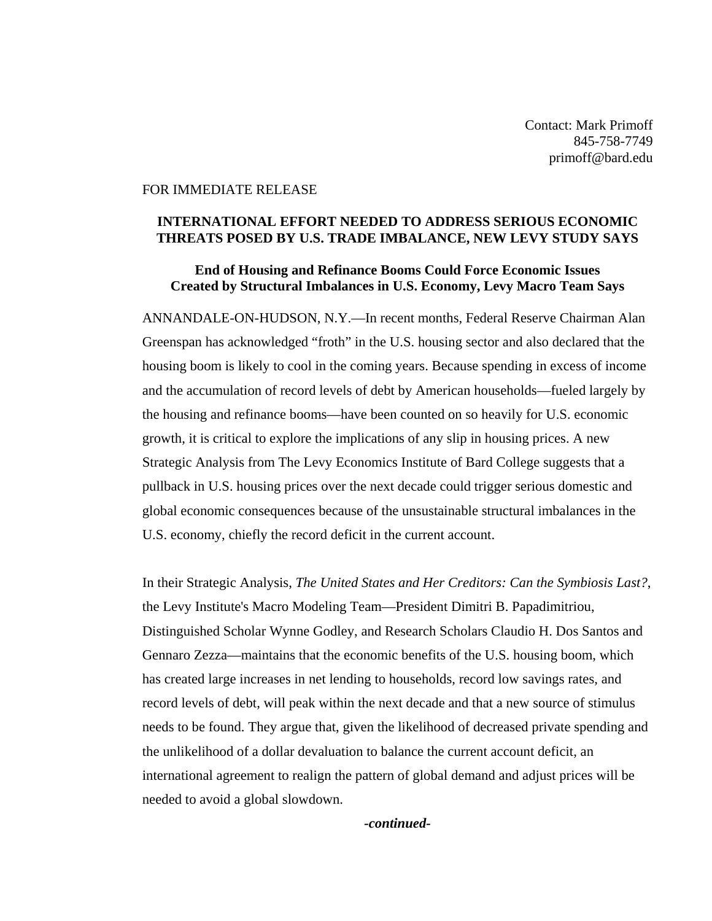Contact: Mark Primoff
845-758-7749
primoff@bard.edu

FOR IMMEDIATE RELEASE

# INTERNATIONAL EFFORT NEEDED TO ADDRESS SERIOUS ECONOMIC THREATS POSED BY U.S. TRADE IMBALANCE, NEW LEVY STUDY SAYS

## End of Housing and Refinance Booms Could Force Economic Issues Created by Structural Imbalances in U.S. Economy, Levy Macro Team Says

ANNANDALE-ON-HUDSON, N.Y.—In recent months, Federal Reserve Chairman Alan Greenspan has acknowledged "froth" in the U.S. housing sector and also declared that the housing boom is likely to cool in the coming years. Because spending in excess of income and the accumulation of record levels of debt by American households—fueled largely by the housing and refinance booms—have been counted on so heavily for U.S. economic growth, it is critical to explore the implications of any slip in housing prices. A new Strategic Analysis from The Levy Economics Institute of Bard College suggests that a pullback in U.S. housing prices over the next decade could trigger serious domestic and global economic consequences because of the unsustainable structural imbalances in the U.S. economy, chiefly the record deficit in the current account.

In their Strategic Analysis, *The United States and Her Creditors: Can the Symbiosis Last?*, the Levy Institute's Macro Modeling Team—President Dimitri B. Papadimitriou, Distinguished Scholar Wynne Godley, and Research Scholars Claudio H. Dos Santos and Gennaro Zezza—maintains that the economic benefits of the U.S. housing boom, which has created large increases in net lending to households, record low savings rates, and record levels of debt, will peak within the next decade and that a new source of stimulus needs to be found. They argue that, given the likelihood of decreased private spending and the unlikelihood of a dollar devaluation to balance the current account deficit, an international agreement to realign the pattern of global demand and adjust prices will be needed to avoid a global slowdown.

***-continued-***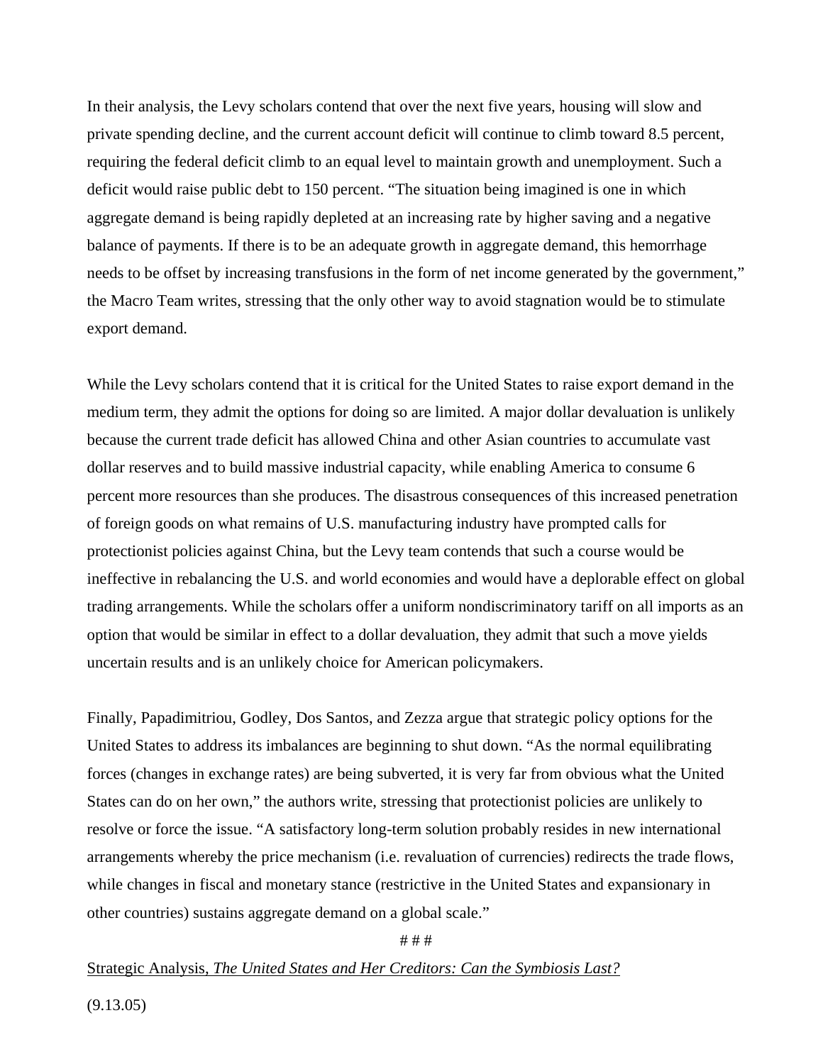In their analysis, the Levy scholars contend that over the next five years, housing will slow and private spending decline, and the current account deficit will continue to climb toward 8.5 percent, requiring the federal deficit climb to an equal level to maintain growth and unemployment. Such a deficit would raise public debt to 150 percent. "The situation being imagined is one in which aggregate demand is being rapidly depleted at an increasing rate by higher saving and a negative balance of payments. If there is to be an adequate growth in aggregate demand, this hemorrhage needs to be offset by increasing transfusions in the form of net income generated by the government," the Macro Team writes, stressing that the only other way to avoid stagnation would be to stimulate export demand.

While the Levy scholars contend that it is critical for the United States to raise export demand in the medium term, they admit the options for doing so are limited. A major dollar devaluation is unlikely because the current trade deficit has allowed China and other Asian countries to accumulate vast dollar reserves and to build massive industrial capacity, while enabling America to consume 6 percent more resources than she produces. The disastrous consequences of this increased penetration of foreign goods on what remains of U.S. manufacturing industry have prompted calls for protectionist policies against China, but the Levy team contends that such a course would be ineffective in rebalancing the U.S. and world economies and would have a deplorable effect on global trading arrangements. While the scholars offer a uniform nondiscriminatory tariff on all imports as an option that would be similar in effect to a dollar devaluation, they admit that such a move yields uncertain results and is an unlikely choice for American policymakers.

Finally, Papadimitriou, Godley, Dos Santos, and Zezza argue that strategic policy options for the United States to address its imbalances are beginning to shut down. "As the normal equilibrating forces (changes in exchange rates) are being subverted, it is very far from obvious what the United States can do on her own," the authors write, stressing that protectionist policies are unlikely to resolve or force the issue. "A satisfactory long-term solution probably resides in new international arrangements whereby the price mechanism (i.e. revaluation of currencies) redirects the trade flows, while changes in fiscal and monetary stance (restrictive in the United States and expansionary in other countries) sustains aggregate demand on a global scale."

# # #

Strategic Analysis, *The United States and Her Creditors: Can the Symbiosis Last?*

(9.13.05)